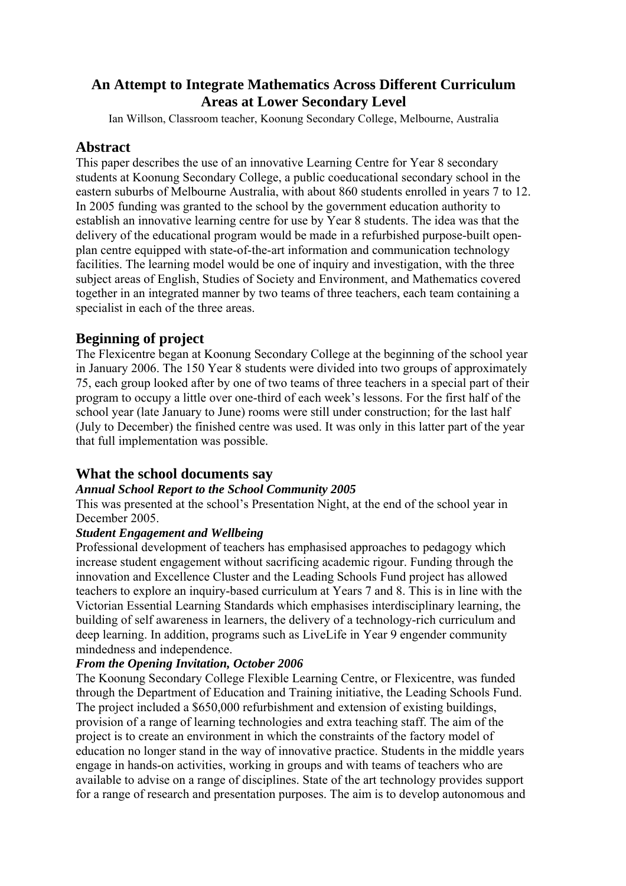# An Attempt to Integrate Mathematics Across Different Curriculum Areas at Lower Secondary Level

Ian Willson, Classroom teacher, Koonung Secondary College, Melbourne, Australia

## Abstract

This paper describes the use of an innovative Learning Centre for Year 8 secondary students at Koonung Secondary College, a public coeducational secondary school in the eastern suburbs of Melbourne Australia, with about 860 students enrolled in years 7 to 12. In 2005 funding was granted to the school by the government education authority to establish an innovative learning centre for use by Year 8 students. The idea was that the delivery of the educational program would be made in a refurbished purpose-built open-plan centre equipped with state-of-the-art information and communication technology facilities. The learning model would be one of inquiry and investigation, with the three subject areas of English, Studies of Society and Environment, and Mathematics covered together in an integrated manner by two teams of three teachers, each team containing a specialist in each of the three areas.

## Beginning of project

The Flexicentre began at Koonung Secondary College at the beginning of the school year in January 2006. The 150 Year 8 students were divided into two groups of approximately 75, each group looked after by one of two teams of three teachers in a special part of their program to occupy a little over one-third of each week's lessons. For the first half of the school year (late January to June) rooms were still under construction; for the last half (July to December) the finished centre was used. It was only in this latter part of the year that full implementation was possible.

## What the school documents say

### *Annual School Report to the School Community 2005*

This was presented at the school's Presentation Night, at the end of the school year in December 2005.

### *Student Engagement and Wellbeing*

Professional development of teachers has emphasised approaches to pedagogy which increase student engagement without sacrificing academic rigour. Funding through the innovation and Excellence Cluster and the Leading Schools Fund project has allowed teachers to explore an inquiry-based curriculum at Years 7 and 8. This is in line with the Victorian Essential Learning Standards which emphasises interdisciplinary learning, the building of self awareness in learners, the delivery of a technology-rich curriculum and deep learning. In addition, programs such as LiveLife in Year 9 engender community mindedness and independence.

### *From the Opening Invitation, October 2006*

The Koonung Secondary College Flexible Learning Centre, or Flexicentre, was funded through the Department of Education and Training initiative, the Leading Schools Fund. The project included a $650,000 refurbishment and extension of existing buildings, provision of a range of learning technologies and extra teaching staff. The aim of the project is to create an environment in which the constraints of the factory model of education no longer stand in the way of innovative practice. Students in the middle years engage in hands-on activities, working in groups and with teams of teachers who are available to advise on a range of disciplines. State of the art technology provides support for a range of research and presentation purposes. The aim is to develop autonomous and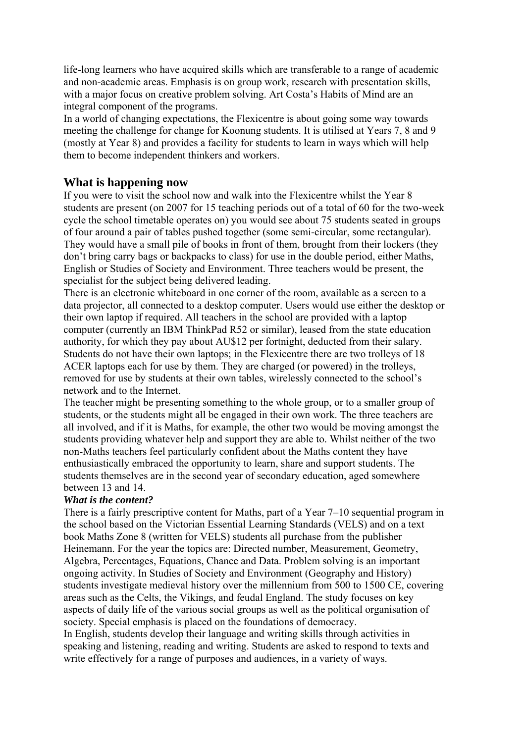life-long learners who have acquired skills which are transferable to a range of academic and non-academic areas. Emphasis is on group work, research with presentation skills, with a major focus on creative problem solving. Art Costa's Habits of Mind are an integral component of the programs.

In a world of changing expectations, the Flexicentre is about going some way towards meeting the challenge for change for Koonung students. It is utilised at Years 7, 8 and 9 (mostly at Year 8) and provides a facility for students to learn in ways which will help them to become independent thinkers and workers.

## What is happening now

If you were to visit the school now and walk into the Flexicentre whilst the Year 8 students are present (on 2007 for 15 teaching periods out of a total of 60 for the two-week cycle the school timetable operates on) you would see about 75 students seated in groups of four around a pair of tables pushed together (some semi-circular, some rectangular). They would have a small pile of books in front of them, brought from their lockers (they don't bring carry bags or backpacks to class) for use in the double period, either Maths, English or Studies of Society and Environment. Three teachers would be present, the specialist for the subject being delivered leading.

There is an electronic whiteboard in one corner of the room, available as a screen to a data projector, all connected to a desktop computer. Users would use either the desktop or their own laptop if required. All teachers in the school are provided with a laptop computer (currently an IBM ThinkPad R52 or similar), leased from the state education authority, for which they pay about AU$12 per fortnight, deducted from their salary. Students do not have their own laptops; in the Flexicentre there are two trolleys of 18 ACER laptops each for use by them. They are charged (or powered) in the trolleys, removed for use by students at their own tables, wirelessly connected to the school's network and to the Internet.

The teacher might be presenting something to the whole group, or to a smaller group of students, or the students might all be engaged in their own work. The three teachers are all involved, and if it is Maths, for example, the other two would be moving amongst the students providing whatever help and support they are able to. Whilst neither of the two non-Maths teachers feel particularly confident about the Maths content they have enthusiastically embraced the opportunity to learn, share and support students. The students themselves are in the second year of secondary education, aged somewhere between 13 and 14.

### *What is the content?*

There is a fairly prescriptive content for Maths, part of a Year 7–10 sequential program in the school based on the Victorian Essential Learning Standards (VELS) and on a text book Maths Zone 8 (written for VELS) students all purchase from the publisher Heinemann. For the year the topics are: Directed number, Measurement, Geometry, Algebra, Percentages, Equations, Chance and Data. Problem solving is an important ongoing activity. In Studies of Society and Environment (Geography and History) students investigate medieval history over the millennium from 500 to 1500 CE, covering areas such as the Celts, the Vikings, and feudal England. The study focuses on key aspects of daily life of the various social groups as well as the political organisation of society. Special emphasis is placed on the foundations of democracy.

In English, students develop their language and writing skills through activities in speaking and listening, reading and writing. Students are asked to respond to texts and write effectively for a range of purposes and audiences, in a variety of ways.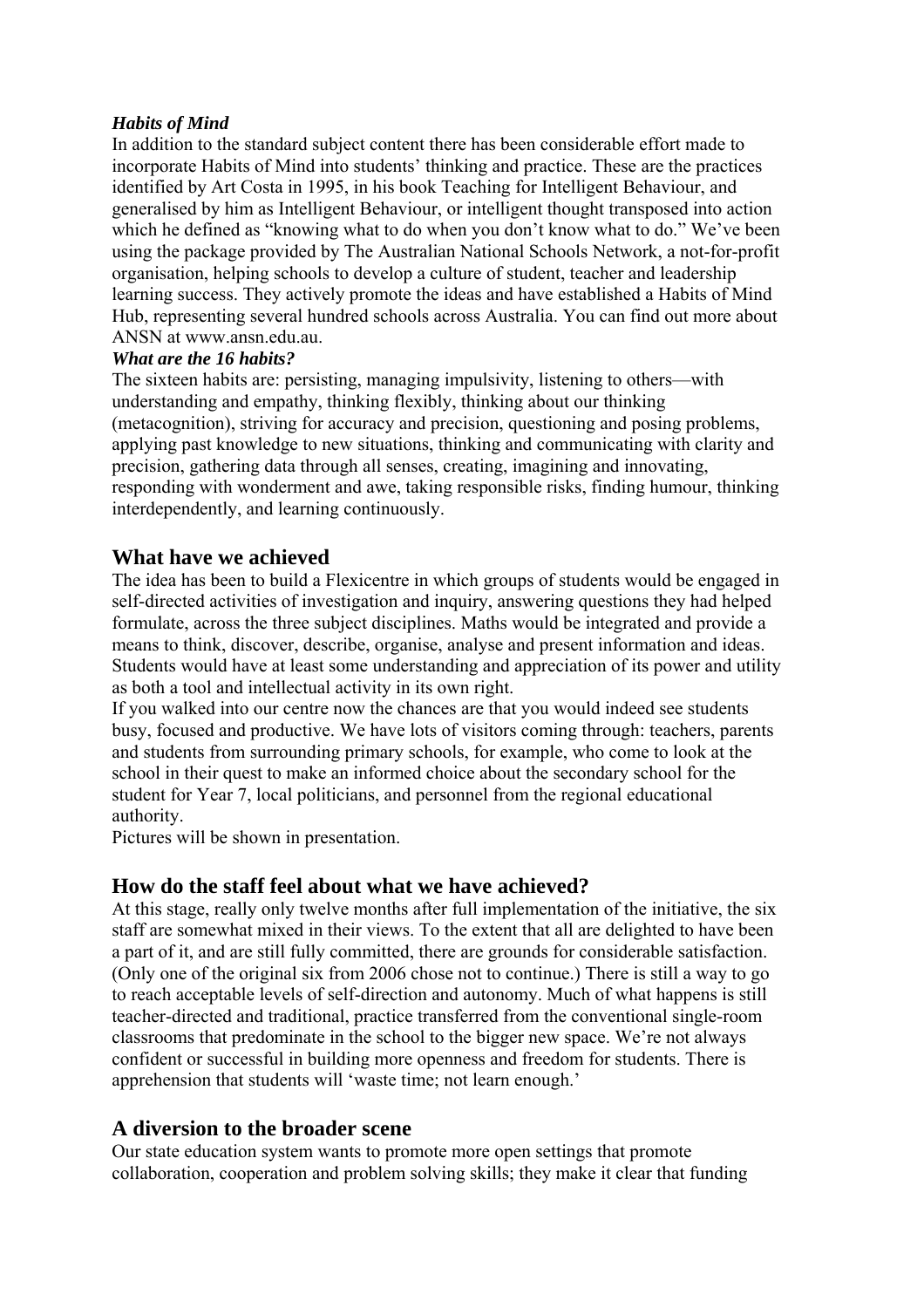### *Habits of Mind*

In addition to the standard subject content there has been considerable effort made to incorporate Habits of Mind into students' thinking and practice. These are the practices identified by Art Costa in 1995, in his book Teaching for Intelligent Behaviour, and generalised by him as Intelligent Behaviour, or intelligent thought transposed into action which he defined as "knowing what to do when you don't know what to do." We've been using the package provided by The Australian National Schools Network, a not-for-profit organisation, helping schools to develop a culture of student, teacher and leadership learning success. They actively promote the ideas and have established a Habits of Mind Hub, representing several hundred schools across Australia. You can find out more about ANSN at www.ansn.edu.au.

### *What are the 16 habits?*

The sixteen habits are: persisting, managing impulsivity, listening to others—with understanding and empathy, thinking flexibly, thinking about our thinking (metacognition), striving for accuracy and precision, questioning and posing problems, applying past knowledge to new situations, thinking and communicating with clarity and precision, gathering data through all senses, creating, imagining and innovating, responding with wonderment and awe, taking responsible risks, finding humour, thinking interdependently, and learning continuously.

## What have we achieved

The idea has been to build a Flexicentre in which groups of students would be engaged in self-directed activities of investigation and inquiry, answering questions they had helped formulate, across the three subject disciplines. Maths would be integrated and provide a means to think, discover, describe, organise, analyse and present information and ideas. Students would have at least some understanding and appreciation of its power and utility as both a tool and intellectual activity in its own right.

If you walked into our centre now the chances are that you would indeed see students busy, focused and productive. We have lots of visitors coming through: teachers, parents and students from surrounding primary schools, for example, who come to look at the school in their quest to make an informed choice about the secondary school for the student for Year 7, local politicians, and personnel from the regional educational authority.

Pictures will be shown in presentation.

## How do the staff feel about what we have achieved?

At this stage, really only twelve months after full implementation of the initiative, the six staff are somewhat mixed in their views. To the extent that all are delighted to have been a part of it, and are still fully committed, there are grounds for considerable satisfaction. (Only one of the original six from 2006 chose not to continue.) There is still a way to go to reach acceptable levels of self-direction and autonomy. Much of what happens is still teacher-directed and traditional, practice transferred from the conventional single-room classrooms that predominate in the school to the bigger new space. We're not always confident or successful in building more openness and freedom for students. There is apprehension that students will 'waste time; not learn enough.'

## A diversion to the broader scene

Our state education system wants to promote more open settings that promote collaboration, cooperation and problem solving skills; they make it clear that funding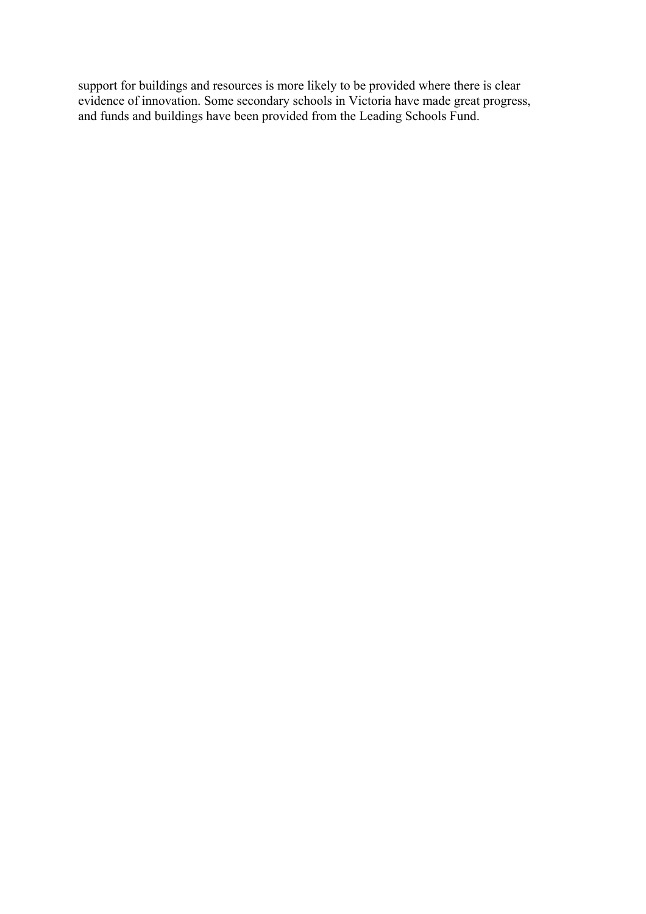support for buildings and resources is more likely to be provided where there is clear evidence of innovation. Some secondary schools in Victoria have made great progress, and funds and buildings have been provided from the Leading Schools Fund.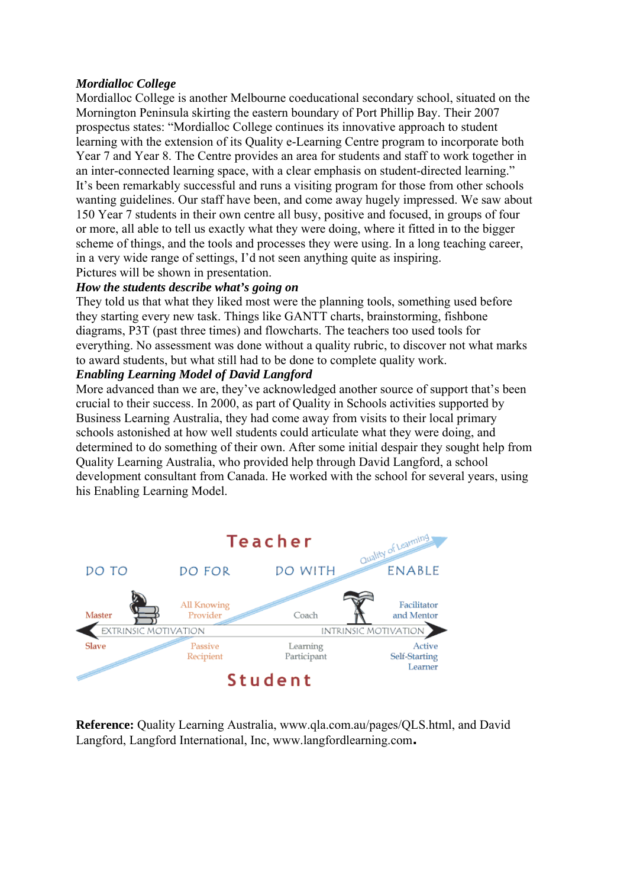***Mordialloc College***

Mordialloc College is another Melbourne coeducational secondary school, situated on the Mornington Peninsula skirting the eastern boundary of Port Phillip Bay. Their 2007 prospectus states: "Mordialloc College continues its innovative approach to student learning with the extension of its Quality e-Learning Centre program to incorporate both Year 7 and Year 8. The Centre provides an area for students and staff to work together in an inter-connected learning space, with a clear emphasis on student-directed learning." It's been remarkably successful and runs a visiting program for those from other schools wanting guidelines. Our staff have been, and come away hugely impressed. We saw about 150 Year 7 students in their own centre all busy, positive and focused, in groups of four or more, all able to tell us exactly what they were doing, where it fitted in to the bigger scheme of things, and the tools and processes they were using. In a long teaching career, in a very wide range of settings, I'd not seen anything quite as inspiring.

Pictures will be shown in presentation.

***How the students describe what's going on***

They told us that what they liked most were the planning tools, something used before they starting every new task. Things like GANTT charts, brainstorming, fishbone diagrams, P3T (past three times) and flowcharts. The teachers too used tools for everything. No assessment was done without a quality rubric, to discover not what marks to award students, but what still had to be done to complete quality work.

***Enabling Learning Model of David Langford***

More advanced than we are, they've acknowledged another source of support that's been crucial to their success. In 2000, as part of Quality in Schools activities supported by Business Learning Australia, they had come away from visits to their local primary schools astonished at how well students could articulate what they were doing, and determined to do something of their own. After some initial despair they sought help from Quality Learning Australia, who provided help through David Langford, a school development consultant from Canada. He worked with the school for several years, using his Enabling Learning Model.

**Reference:** Quality Learning Australia, www.qla.com.au/pages/QLS.html, and David Langford, Langford International, Inc, www.langfordlearning.com.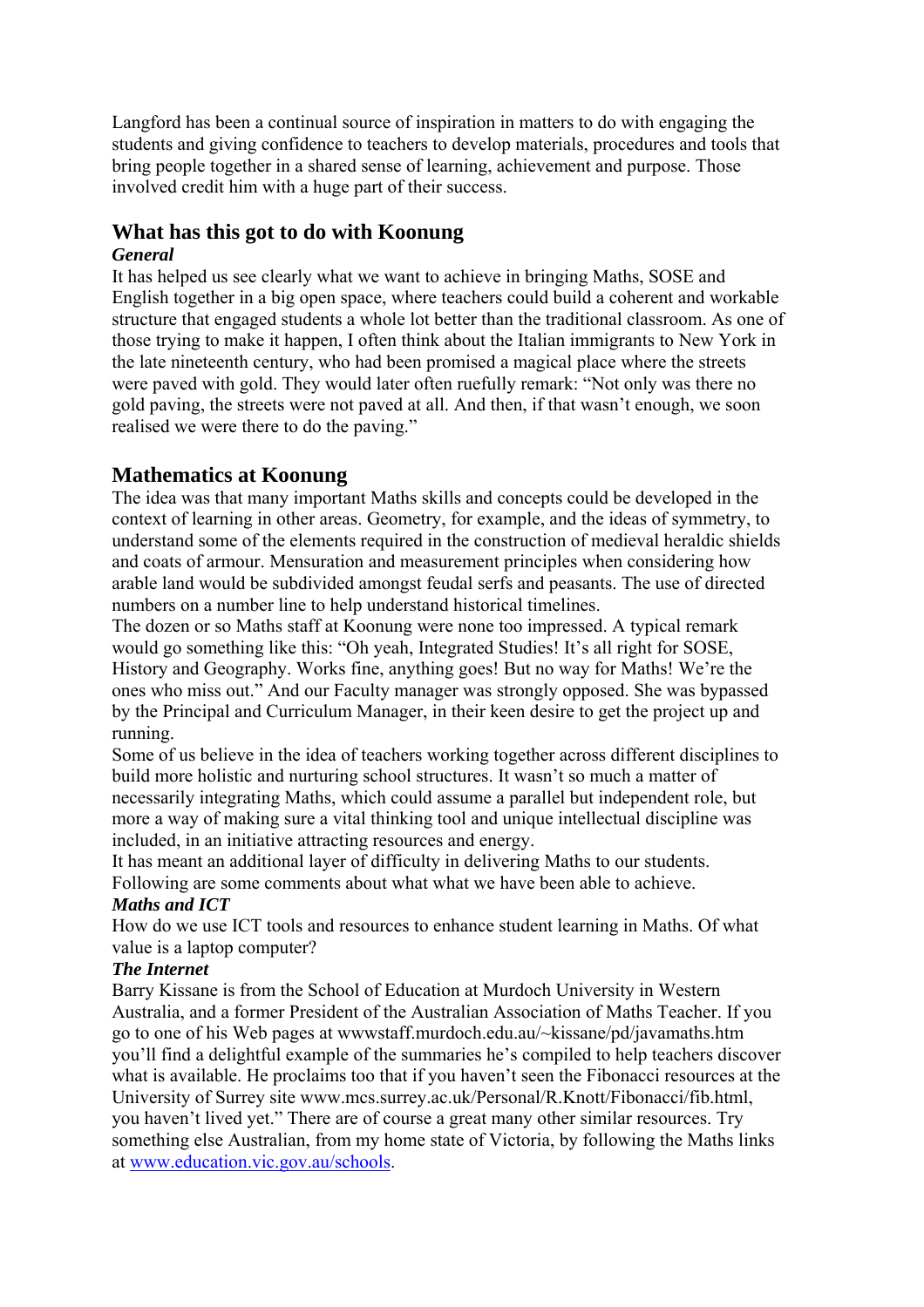Langford has been a continual source of inspiration in matters to do with engaging the students and giving confidence to teachers to develop materials, procedures and tools that bring people together in a shared sense of learning, achievement and purpose. Those involved credit him with a huge part of their success.

## What has this got to do with Koonung

***General***

It has helped us see clearly what we want to achieve in bringing Maths, SOSE and English together in a big open space, where teachers could build a coherent and workable structure that engaged students a whole lot better than the traditional classroom. As one of those trying to make it happen, I often think about the Italian immigrants to New York in the late nineteenth century, who had been promised a magical place where the streets were paved with gold. They would later often ruefully remark: "Not only was there no gold paving, the streets were not paved at all. And then, if that wasn't enough, we soon realised we were there to do the paving."

## Mathematics at Koonung

The idea was that many important Maths skills and concepts could be developed in the context of learning in other areas. Geometry, for example, and the ideas of symmetry, to understand some of the elements required in the construction of medieval heraldic shields and coats of armour. Mensuration and measurement principles when considering how arable land would be subdivided amongst feudal serfs and peasants. The use of directed numbers on a number line to help understand historical timelines.

The dozen or so Maths staff at Koonung were none too impressed. A typical remark would go something like this: "Oh yeah, Integrated Studies! It's all right for SOSE, History and Geography. Works fine, anything goes! But no way for Maths! We're the ones who miss out." And our Faculty manager was strongly opposed. She was bypassed by the Principal and Curriculum Manager, in their keen desire to get the project up and running.

Some of us believe in the idea of teachers working together across different disciplines to build more holistic and nurturing school structures. It wasn't so much a matter of necessarily integrating Maths, which could assume a parallel but independent role, but more a way of making sure a vital thinking tool and unique intellectual discipline was included, in an initiative attracting resources and energy.

It has meant an additional layer of difficulty in delivering Maths to our students. Following are some comments about what what we have been able to achieve.

***Maths and ICT***

How do we use ICT tools and resources to enhance student learning in Maths. Of what value is a laptop computer?

***The Internet***

Barry Kissane is from the School of Education at Murdoch University in Western Australia, and a former President of the Australian Association of Maths Teacher. If you go to one of his Web pages at wwwstaff.murdoch.edu.au/~kissane/pd/javamaths.htm you'll find a delightful example of the summaries he's compiled to help teachers discover what is available. He proclaims too that if you haven't seen the Fibonacci resources at the University of Surrey site www.mcs.surrey.ac.uk/Personal/R.Knott/Fibonacci/fib.html, you haven't lived yet." There are of course a great many other similar resources. Try something else Australian, from my home state of Victoria, by following the Maths links at [www.education.vic.gov.au/schools](www.education.vic.gov.au/schools).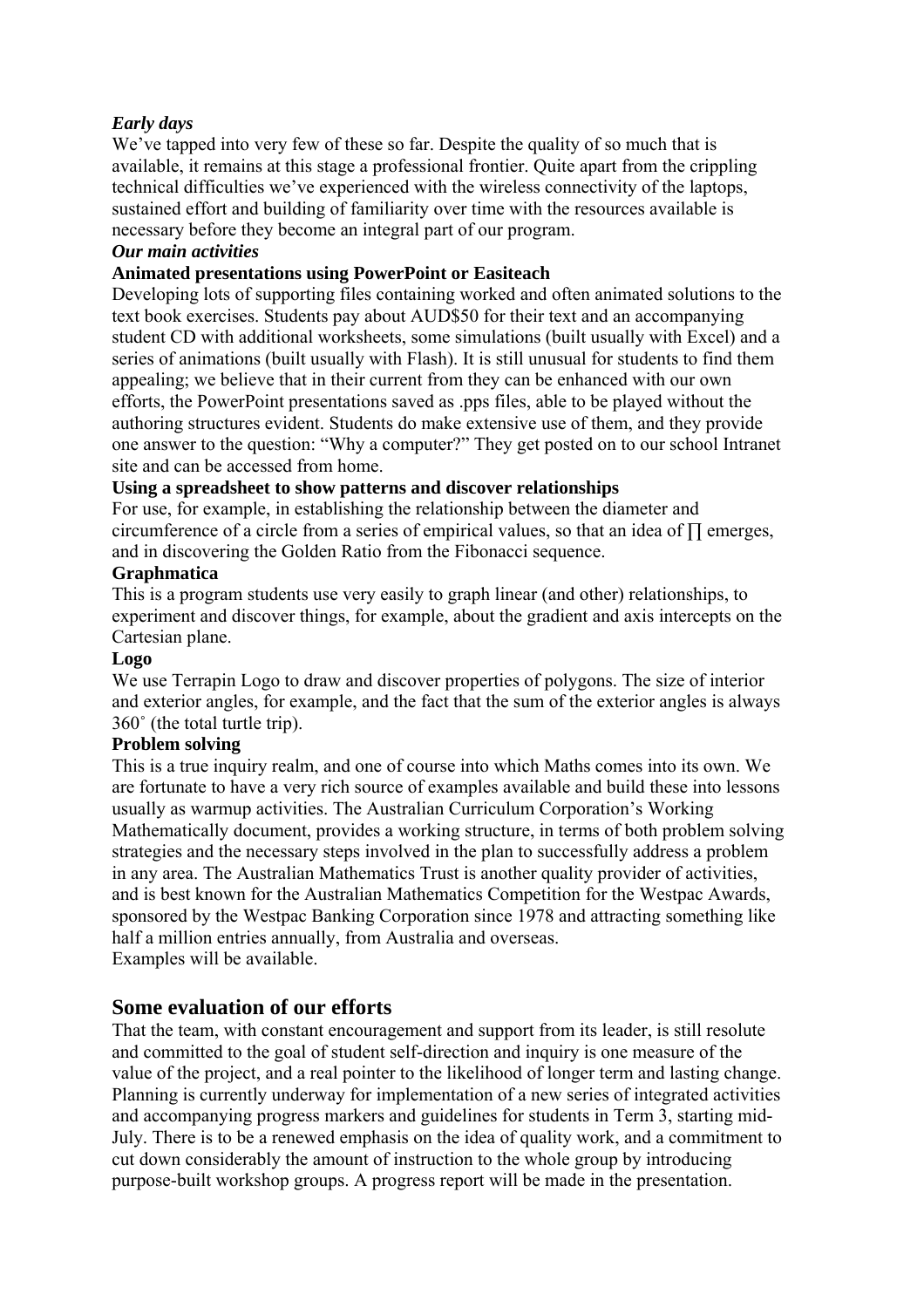### *Early days*

We've tapped into very few of these so far. Despite the quality of so much that is available, it remains at this stage a professional frontier. Quite apart from the crippling technical difficulties we've experienced with the wireless connectivity of the laptops, sustained effort and building of familiarity over time with the resources available is necessary before they become an integral part of our program.

### *Our main activities*

**Animated presentations using PowerPoint or Easiteach**

Developing lots of supporting files containing worked and often animated solutions to the text book exercises. Students pay about AUD$50 for their text and an accompanying student CD with additional worksheets, some simulations (built usually with Excel) and a series of animations (built usually with Flash). It is still unusual for students to find them appealing; we believe that in their current from they can be enhanced with our own efforts, the PowerPoint presentations saved as .pps files, able to be played without the authoring structures evident. Students do make extensive use of them, and they provide one answer to the question: "Why a computer?" They get posted on to our school Intranet site and can be accessed from home.

**Using a spreadsheet to show patterns and discover relationships**

For use, for example, in establishing the relationship between the diameter and circumference of a circle from a series of empirical values, so that an idea of $\prod$ emerges, and in discovering the Golden Ratio from the Fibonacci sequence.

**Graphmatica**

This is a program students use very easily to graph linear (and other) relationships, to experiment and discover things, for example, about the gradient and axis intercepts on the Cartesian plane.

**Logo**

We use Terrapin Logo to draw and discover properties of polygons. The size of interior and exterior angles, for example, and the fact that the sum of the exterior angles is always $360^\circ$ (the total turtle trip).

**Problem solving**

This is a true inquiry realm, and one of course into which Maths comes into its own. We are fortunate to have a very rich source of examples available and build these into lessons usually as warmup activities. The Australian Curriculum Corporation's Working Mathematically document, provides a working structure, in terms of both problem solving strategies and the necessary steps involved in the plan to successfully address a problem in any area. The Australian Mathematics Trust is another quality provider of activities, and is best known for the Australian Mathematics Competition for the Westpac Awards, sponsored by the Westpac Banking Corporation since 1978 and attracting something like half a million entries annually, from Australia and overseas.

Examples will be available.

## Some evaluation of our efforts

That the team, with constant encouragement and support from its leader, is still resolute and committed to the goal of student self-direction and inquiry is one measure of the value of the project, and a real pointer to the likelihood of longer term and lasting change. Planning is currently underway for implementation of a new series of integrated activities and accompanying progress markers and guidelines for students in Term 3, starting mid-July. There is to be a renewed emphasis on the idea of quality work, and a commitment to cut down considerably the amount of instruction to the whole group by introducing purpose-built workshop groups. A progress report will be made in the presentation.